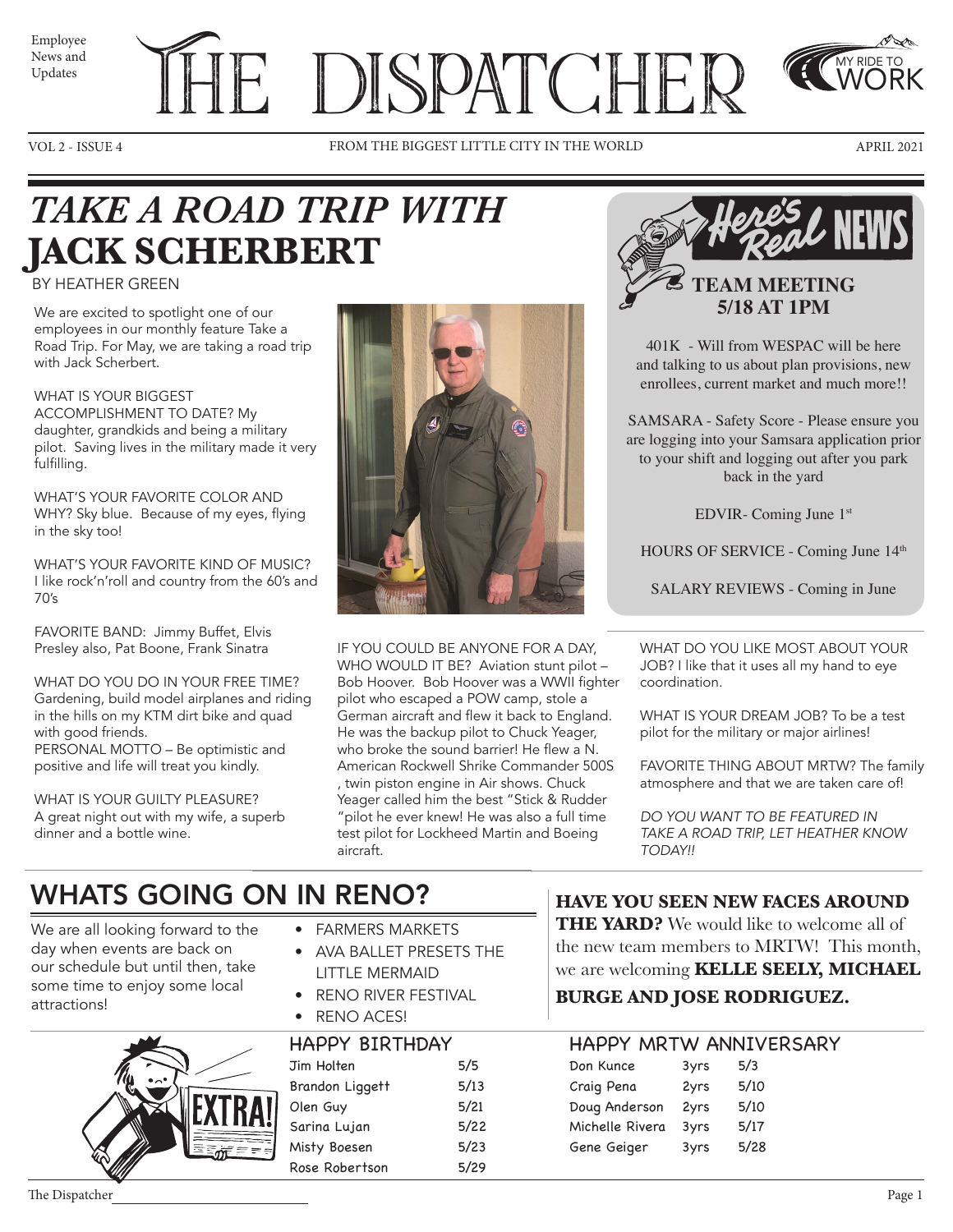Employee News and Updates

# THE DISPATCHER

MY RIDE TO WORK

VOL 2 - ISSUE 4 | FROM THE BIGGEST LITTLE CITY IN THE WORLD | APRIL 2021

## *TAKE A ROAD TRIP WITH* JACK SCHERBERT

BY HEATHER GREEN

We are excited to spotlight one of our employees in our monthly feature Take a Road Trip. For May, we are taking a road trip with Jack Scherbert.

WHAT IS YOUR BIGGEST ACCOMPLISHMENT TO DATE? My daughter, grandkids and being a military pilot. Saving lives in the military made it very fulfilling.

WHAT'S YOUR FAVORITE COLOR AND WHY? Sky blue. Because of my eyes, flying in the sky too!

WHAT'S YOUR FAVORITE KIND OF MUSIC? I like rock'n'roll and country from the 60's and 70's

FAVORITE BAND: Jimmy Buffet, Elvis Presley also, Pat Boone, Frank Sinatra

WHAT DO YOU DO IN YOUR FREE TIME? Gardening, build model airplanes and riding in the hills on my KTM dirt bike and quad with good friends.

PERSONAL MOTTO – Be optimistic and positive and life will treat you kindly.

WHAT IS YOUR GUILTY PLEASURE? A great night out with my wife, a superb dinner and a bottle wine.

IF YOU COULD BE ANYONE FOR A DAY, WHO WOULD IT BE? Aviation stunt pilot – Bob Hoover. Bob Hoover was a WWII fighter pilot who escaped a POW camp, stole a German aircraft and flew it back to England. He was the backup pilot to Chuck Yeager, who broke the sound barrier! He flew a N. American Rockwell Shrike Commander 500S , twin piston engine in Air shows. Chuck Yeager called him the best "Stick & Rudder "pilot he ever knew! He was also a full time test pilot for Lockheed Martin and Boeing aircraft.

WHAT DO YOU LIKE MOST ABOUT YOUR JOB? I like that it uses all my hand to eye coordination.

WHAT IS YOUR DREAM JOB? To be a test pilot for the military or major airlines!

FAVORITE THING ABOUT MRTW? The family atmosphere and that we are taken care of!

*DO YOU WANT TO BE FEATURED IN TAKE A ROAD TRIP, LET HEATHER KNOW TODAY!!*

## Here's Real NEWS

**TEAM MEETING 5/18 AT 1PM**

401K - Will from WESPAC will be here and talking to us about plan provisions, new enrollees, current market and much more!!

SAMSARA - Safety Score - Please ensure you are logging into your Samsara application prior to your shift and logging out after you park back in the yard

EDVIR- Coming June 1st

HOURS OF SERVICE - Coming June 14th

SALARY REVIEWS - Coming in June

## WHATS GOING ON IN RENO?

We are all looking forward to the day when events are back on our schedule but until then, take some time to enjoy some local attractions!

- FARMERS MARKETS
- AVA BALLET PRESETS THE LITTLE MERMAID
- RENO RIVER FESTIVAL
- RENO ACES!

**HAVE YOU SEEN NEW FACES AROUND THE YARD?** We would like to welcome all of the new team members to MRTW! This month, we are welcoming **KELLE SEELY, MICHAEL BURGE AND JOSE RODRIGUEZ.**

### HAPPY BIRTHDAY

| Name | Date |
|---|---|
| Jim Holten | 5/5 |
| Brandon Liggett | 5/13 |
| Olen Guy | 5/21 |
| Sarina Lujan | 5/22 |
| Misty Boesen | 5/23 |
| Rose Robertson | 5/29 |

### HAPPY MRTW ANNIVERSARY

| Name | Years | Date |
|---|---|---|
| Don Kunce | 3yrs | 5/3 |
| Craig Pena | 2yrs | 5/10 |
| Doug Anderson | 2yrs | 5/10 |
| Michelle Rivera | 3yrs | 5/17 |
| Gene Geiger | 3yrs | 5/28 |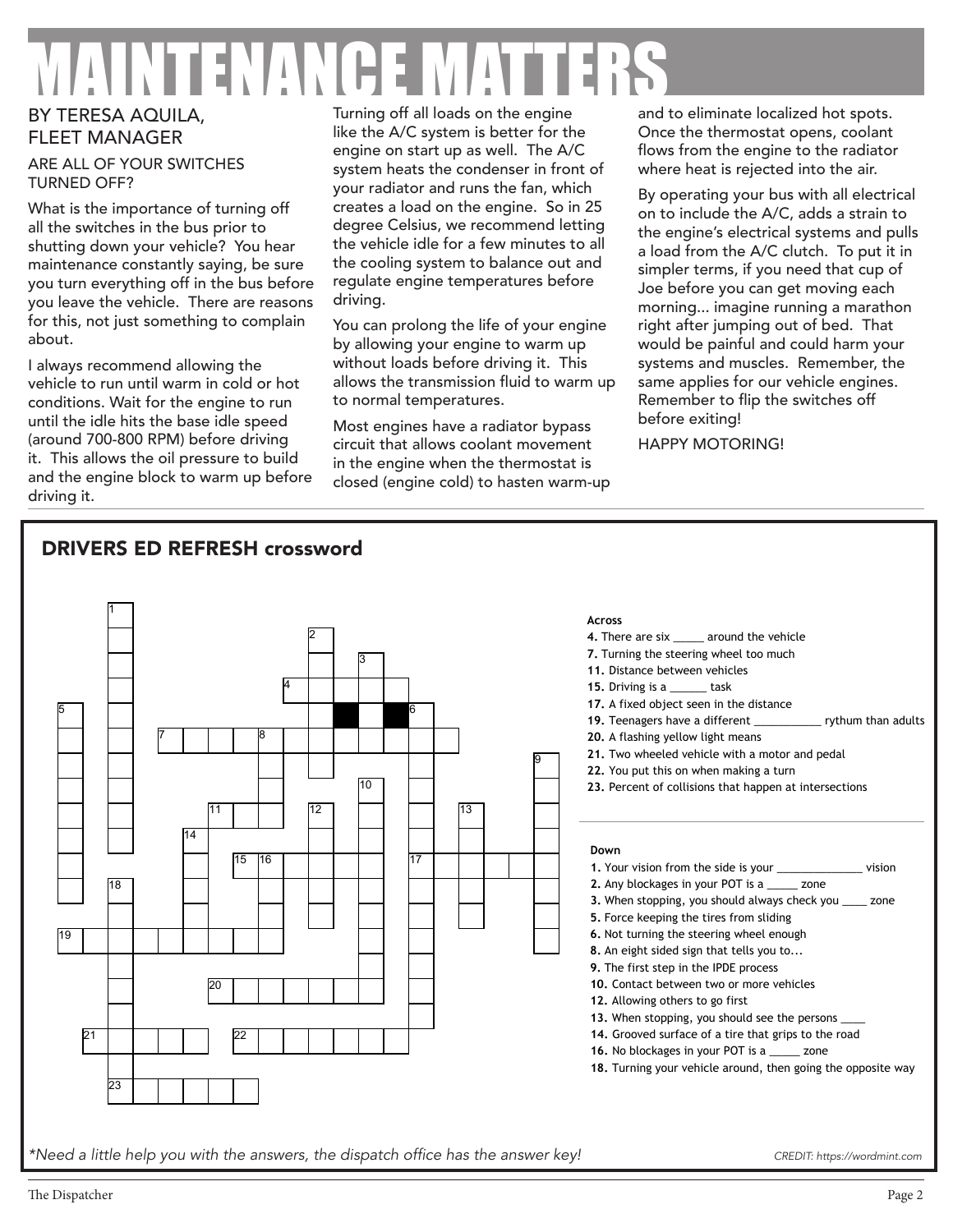# MAINTENANCE MATTERS

BY TERESA AQUILA, FLEET MANAGER

ARE ALL OF YOUR SWITCHES TURNED OFF?

What is the importance of turning off all the switches in the bus prior to shutting down your vehicle? You hear maintenance constantly saying, be sure you turn everything off in the bus before you leave the vehicle. There are reasons for this, not just something to complain about.

I always recommend allowing the vehicle to run until warm in cold or hot conditions. Wait for the engine to run until the idle hits the base idle speed (around 700-800 RPM) before driving it. This allows the oil pressure to build and the engine block to warm up before driving it.

Turning off all loads on the engine like the A/C system is better for the engine on start up as well. The A/C system heats the condenser in front of your radiator and runs the fan, which creates a load on the engine. So in 25 degree Celsius, we recommend letting the vehicle idle for a few minutes to all the cooling system to balance out and regulate engine temperatures before driving.

You can prolong the life of your engine by allowing your engine to warm up without loads before driving it. This allows the transmission fluid to warm up to normal temperatures.

Most engines have a radiator bypass circuit that allows coolant movement in the engine when the thermostat is closed (engine cold) to hasten warm-up and to eliminate localized hot spots. Once the thermostat opens, coolant flows from the engine to the radiator where heat is rejected into the air.

By operating your bus with all electrical on to include the A/C, adds a strain to the engine's electrical systems and pulls a load from the A/C clutch. To put it in simpler terms, if you need that cup of Joe before you can get moving each morning... imagine running a marathon right after jumping out of bed. That would be painful and could harm your systems and muscles. Remember, the same applies for our vehicle engines. Remember to flip the switches off before exiting!

HAPPY MOTORING!

## DRIVERS ED REFRESH crossword

**Across**

**4.** There are six _____ around the vehicle
**7.** Turning the steering wheel too much
**11.** Distance between vehicles
**15.** Driving is a ______ task
**17.** A fixed object seen in the distance
**19.** Teenagers have a different ___________ rythum than adults
**20.** A flashing yellow light means
**21.** Two wheeled vehicle with a motor and pedal
**22.** You put this on when making a turn
**23.** Percent of collisions that happen at intersections

**Down**

**1.** Your vision from the side is your ______________ vision
**2.** Any blockages in your POT is a _____ zone
**3.** When stopping, you should always check you ____ zone
**5.** Force keeping the tires from sliding
**6.** Not turning the steering wheel enough
**8.** An eight sided sign that tells you to...
**9.** The first step in the IPDE process
**10.** Contact between two or more vehicles
**12.** Allowing others to go first
**13.** When stopping, you should see the persons ____
**14.** Grooved surface of a tire that grips to the road
**16.** No blockages in your POT is a _____ zone
**18.** Turning your vehicle around, then going the opposite way

*\*Need a little help you with the answers, the dispatch office has the answer key!*

*CREDIT: https://wordmint.com*